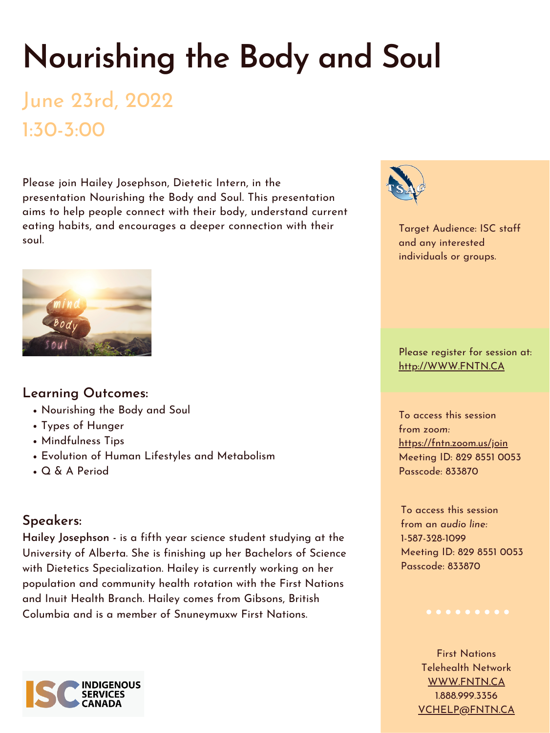# Nourishing the Body and Soul

## June 23rd, 2022
## 1:30-3:00

Please join Hailey Josephson, Dietetic Intern, in the presentation Nourishing the Body and Soul. This presentation aims to help people connect with their body, understand current eating habits, and encourages a deeper connection with their soul.

### Learning Outcomes:

- Nourishing the Body and Soul
- Types of Hunger
- Mindfulness Tips
- Evolution of Human Lifestyles and Metabolism
- Q & A Period

### Speakers:

**Hailey Josephson** - is a fifth year science student studying at the University of Alberta. She is finishing up her Bachelors of Science with Dietetics Specialization. Hailey is currently working on her population and community health rotation with the First Nations and Inuit Health Branch. Hailey comes from Gibsons, British Columbia and is a member of Snuneymuxw First Nations.

ISC INDIGENOUS SERVICES CANADA

TSAG

Target Audience: ISC staff and any interested individuals or groups.

Please register for session at: http://WWW.FNTN.CA

To access this session from *zoom:* https://fntn.zoom.us/join
Meeting ID: 829 8551 0053
Passcode: 833870

To access this session from an *audio line:*
1-587-328-1099
Meeting ID: 829 8551 0053
Passcode: 833870

First Nations Telehealth Network
WWW.FNTN.CA
1.888.999.3356
VCHELP@FNTN.CA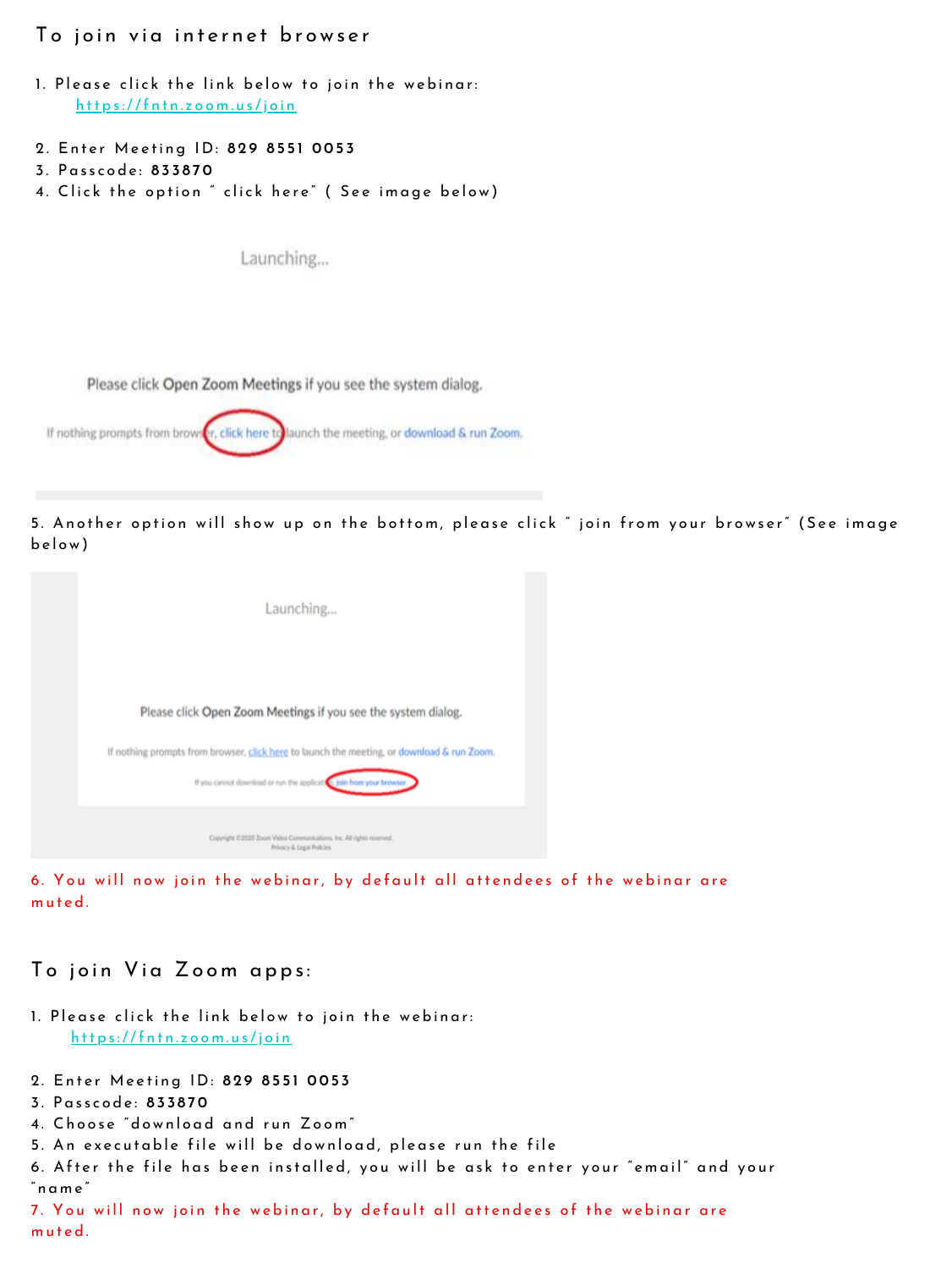## To join via internet browser

1. Please click the link below to join the webinar:
   https://fntn.zoom.us/join
2. Enter Meeting ID: **829 8551 0053**
3. Passcode: **833870**
4. Click the option " click here" ( See image below)

Launching...

Please click **Open Zoom Meetings** if you see the system dialog.

If nothing prompts from browser, click here to launch the meeting, or download & run Zoom.

5. Another option will show up on the bottom, please click " join from your browser" (See image below)

Launching...

Please click **Open Zoom Meetings** if you see the system dialog.

If nothing prompts from browser, click here to launch the meeting, or download & run Zoom.

If you cannot download or run the application, join from your browser

Copyright ©2020 Zoom Video Communications, Inc. All rights reserved.
Privacy & Legal Policies

6. You will now join the webinar, by default all attendees of the webinar are muted.

## To join Via Zoom apps:

1. Please click the link below to join the webinar:
   https://fntn.zoom.us/join
2. Enter Meeting ID: **829 8551 0053**
3. Passcode: **833870**
4. Choose "download and run Zoom"
5. An executable file will be download, please run the file
6. After the file has been installed, you will be ask to enter your "email" and your "name"
7. You will now join the webinar, by default all attendees of the webinar are muted.